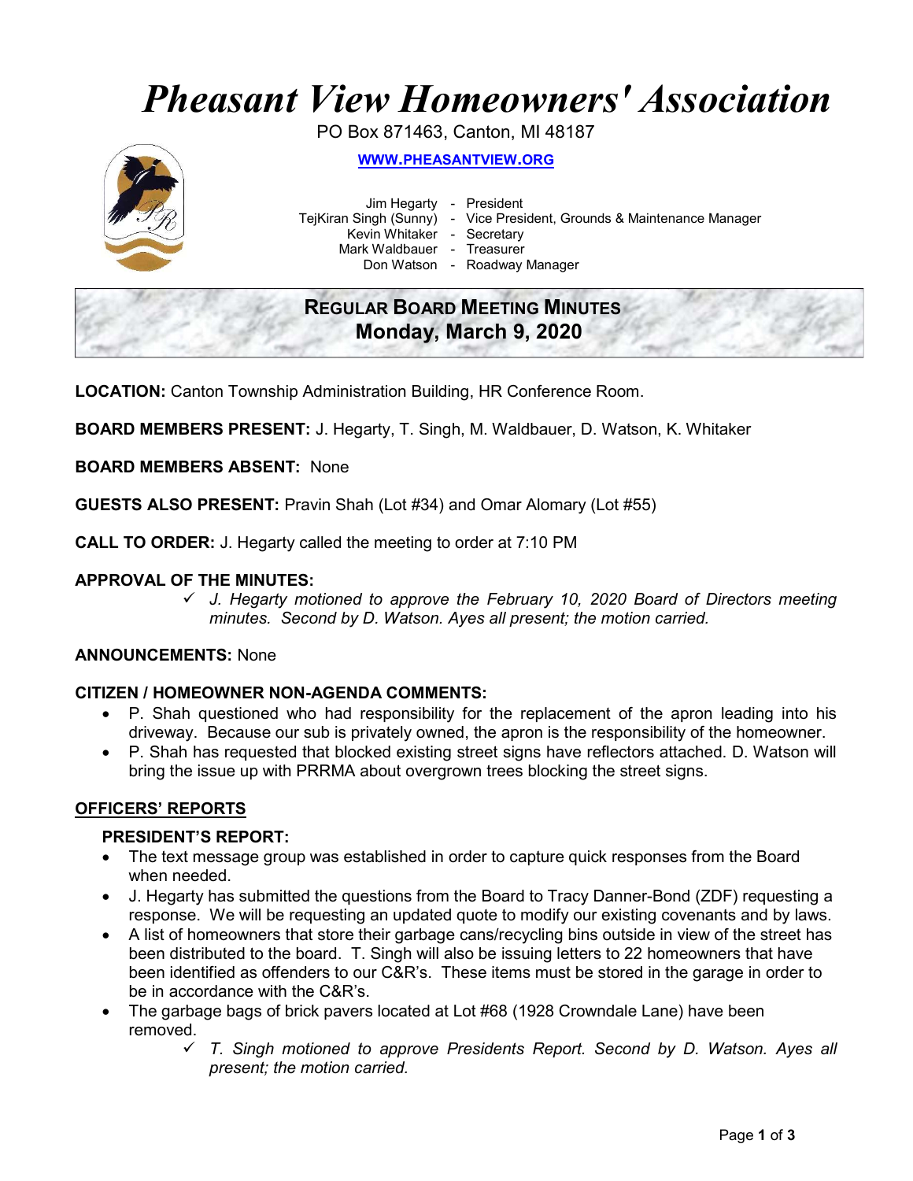# *Pheasant View Homeowners' Association*

PO Box 871463, Canton, MI 48187

**WWW.PHEASANTVIEW.ORG**

Jim Hegarty - President
TejKiran Singh (Sunny) - Vice President, Grounds & Maintenance Manager
Kevin Whitaker - Secretary
Mark Waldbauer - Treasurer
Don Watson - Roadway Manager

## REGULAR BOARD MEETING MINUTES
## Monday, March 9, 2020

**LOCATION:** Canton Township Administration Building, HR Conference Room.

**BOARD MEMBERS PRESENT:** J. Hegarty, T. Singh, M. Waldbauer, D. Watson, K. Whitaker

**BOARD MEMBERS ABSENT:** None

**GUESTS ALSO PRESENT:** Pravin Shah (Lot #34) and Omar Alomary (Lot #55)

**CALL TO ORDER:** J. Hegarty called the meeting to order at 7:10 PM

**APPROVAL OF THE MINUTES:**

- ✓ *J. Hegarty motioned to approve the February 10, 2020 Board of Directors meeting minutes. Second by D. Watson. Ayes all present; the motion carried.*

**ANNOUNCEMENTS:** None

**CITIZEN / HOMEOWNER NON-AGENDA COMMENTS:**

- P. Shah questioned who had responsibility for the replacement of the apron leading into his driveway. Because our sub is privately owned, the apron is the responsibility of the homeowner.
- P. Shah has requested that blocked existing street signs have reflectors attached. D. Watson will bring the issue up with PRRMA about overgrown trees blocking the street signs.

## OFFICERS' REPORTS

### PRESIDENT'S REPORT:

- The text message group was established in order to capture quick responses from the Board when needed.
- J. Hegarty has submitted the questions from the Board to Tracy Danner-Bond (ZDF) requesting a response. We will be requesting an updated quote to modify our existing covenants and by laws.
- A list of homeowners that store their garbage cans/recycling bins outside in view of the street has been distributed to the board. T. Singh will also be issuing letters to 22 homeowners that have been identified as offenders to our C&R's. These items must be stored in the garage in order to be in accordance with the C&R's.
- The garbage bags of brick pavers located at Lot #68 (1928 Crowndale Lane) have been removed.
  - ✓ *T. Singh motioned to approve Presidents Report. Second by D. Watson. Ayes all present; the motion carried.*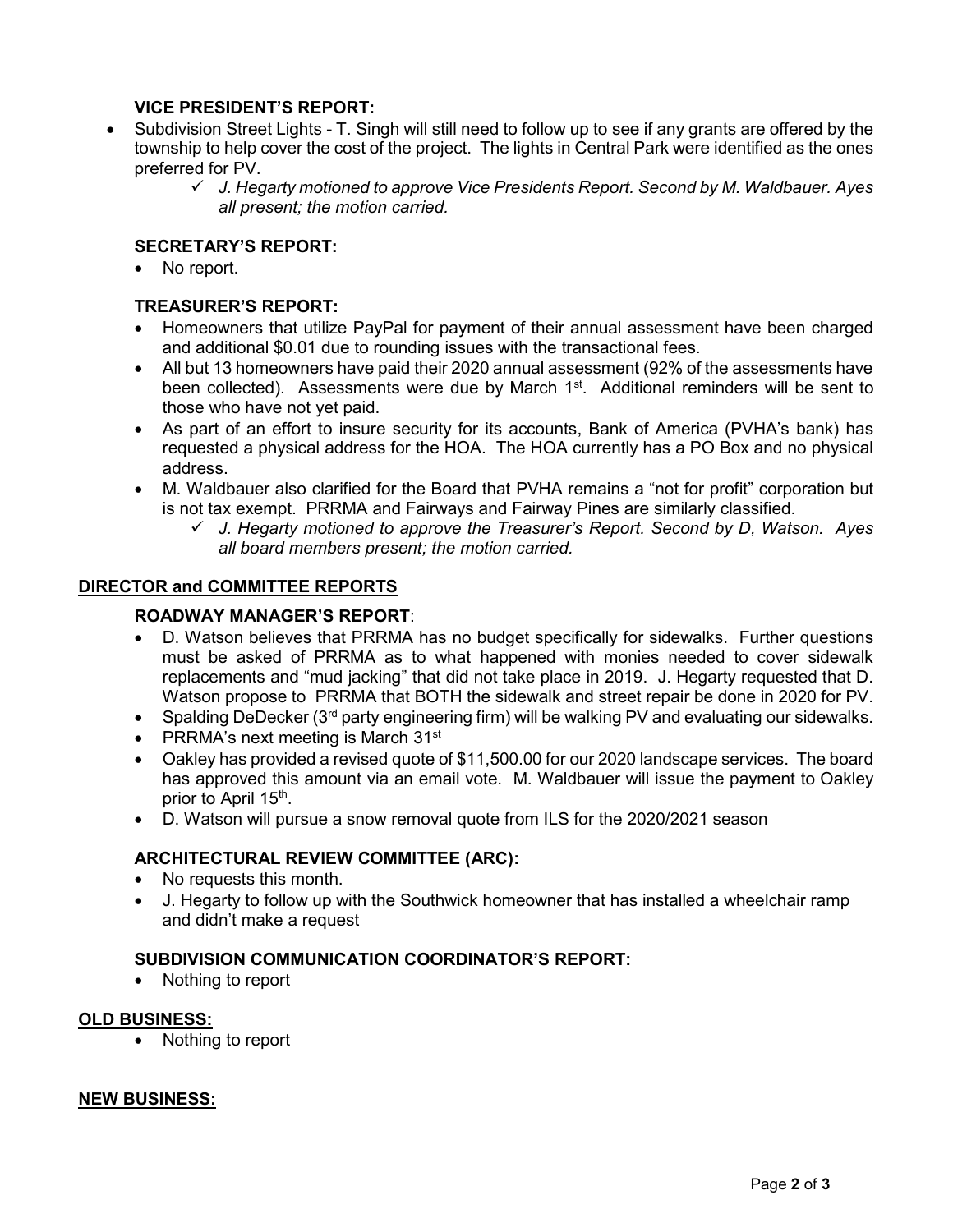### VICE PRESIDENT'S REPORT:

- Subdivision Street Lights - T. Singh will still need to follow up to see if any grants are offered by the township to help cover the cost of the project. The lights in Central Park were identified as the ones preferred for PV.
  - ✓ *J. Hegarty motioned to approve Vice Presidents Report. Second by M. Waldbauer. Ayes all present; the motion carried.*

### SECRETARY'S REPORT:

- No report.

### TREASURER'S REPORT:

- Homeowners that utilize PayPal for payment of their annual assessment have been charged and additional $0.01 due to rounding issues with the transactional fees.
- All but 13 homeowners have paid their 2020 annual assessment (92% of the assessments have been collected). Assessments were due by March 1st. Additional reminders will be sent to those who have not yet paid.
- As part of an effort to insure security for its accounts, Bank of America (PVHA's bank) has requested a physical address for the HOA. The HOA currently has a PO Box and no physical address.
- M. Waldbauer also clarified for the Board that PVHA remains a "not for profit" corporation but is <u>not</u> tax exempt. PRRMA and Fairways and Fairway Pines are similarly classified.
  - ✓ *J. Hegarty motioned to approve the Treasurer's Report. Second by D, Watson. Ayes all board members present; the motion carried.*

## DIRECTOR and COMMITTEE REPORTS

### ROADWAY MANAGER'S REPORT:

- D. Watson believes that PRRMA has no budget specifically for sidewalks. Further questions must be asked of PRRMA as to what happened with monies needed to cover sidewalk replacements and "mud jacking" that did not take place in 2019. J. Hegarty requested that D. Watson propose to PRRMA that BOTH the sidewalk and street repair be done in 2020 for PV.
- Spalding DeDecker (3rd party engineering firm) will be walking PV and evaluating our sidewalks.
- PRRMA's next meeting is March 31st
- Oakley has provided a revised quote of $11,500.00 for our 2020 landscape services. The board has approved this amount via an email vote. M. Waldbauer will issue the payment to Oakley prior to April 15th.
- D. Watson will pursue a snow removal quote from ILS for the 2020/2021 season

### ARCHITECTURAL REVIEW COMMITTEE (ARC):

- No requests this month.
- J. Hegarty to follow up with the Southwick homeowner that has installed a wheelchair ramp and didn't make a request

### SUBDIVISION COMMUNICATION COORDINATOR'S REPORT:

- Nothing to report

## OLD BUSINESS:

- Nothing to report

## NEW BUSINESS: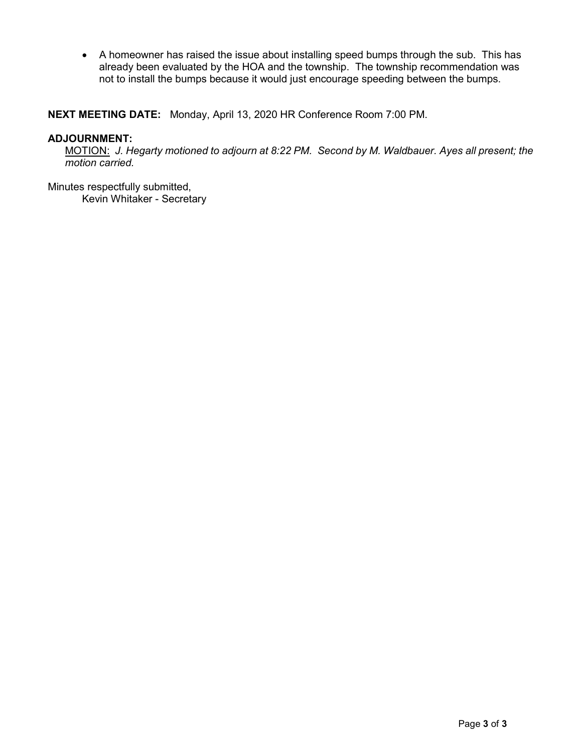- A homeowner has raised the issue about installing speed bumps through the sub. This has already been evaluated by the HOA and the township. The township recommendation was not to install the bumps because it would just encourage speeding between the bumps.

**NEXT MEETING DATE:** Monday, April 13, 2020 HR Conference Room 7:00 PM.

**ADJOURNMENT:**

MOTION: *J. Hegarty motioned to adjourn at 8:22 PM. Second by M. Waldbauer. Ayes all present; the motion carried.*

Minutes respectfully submitted,
Kevin Whitaker - Secretary